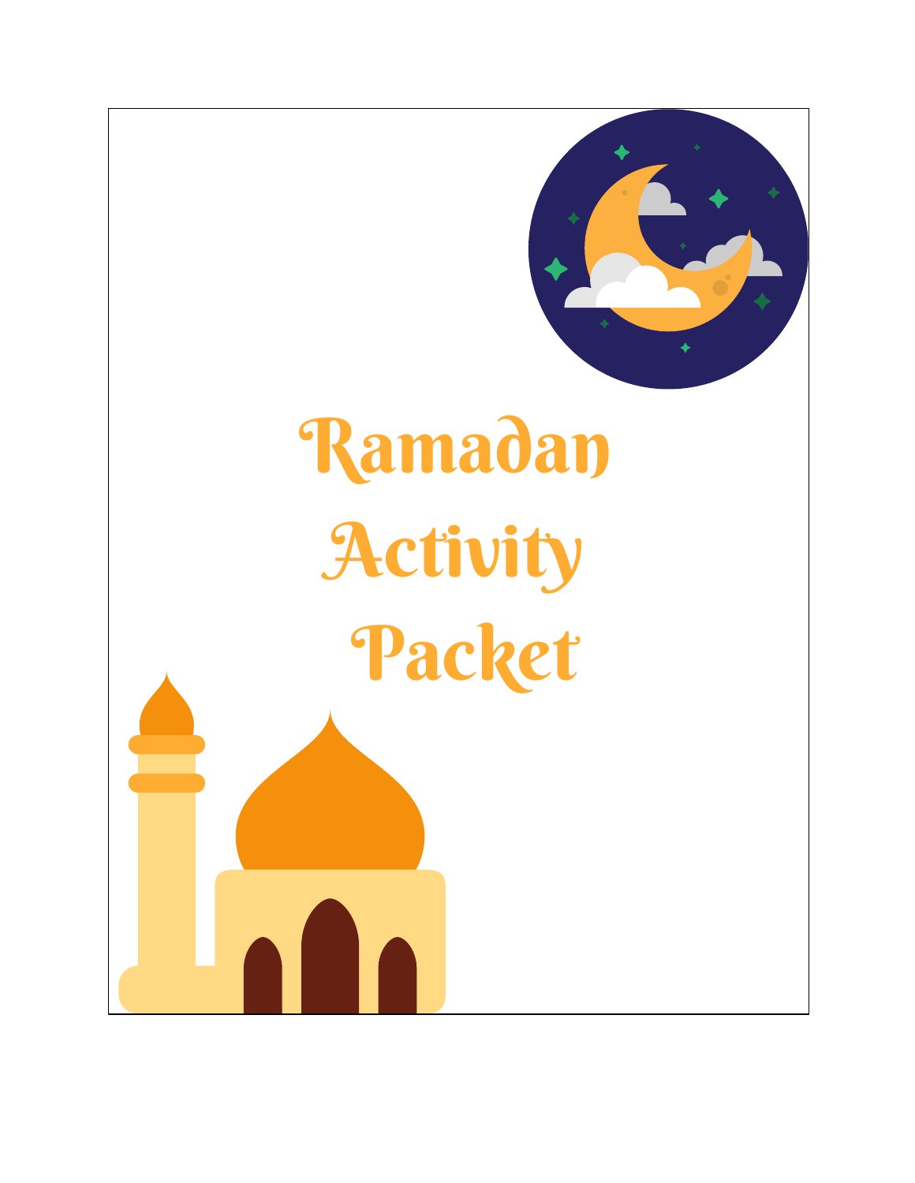# Ramadan Activity Packet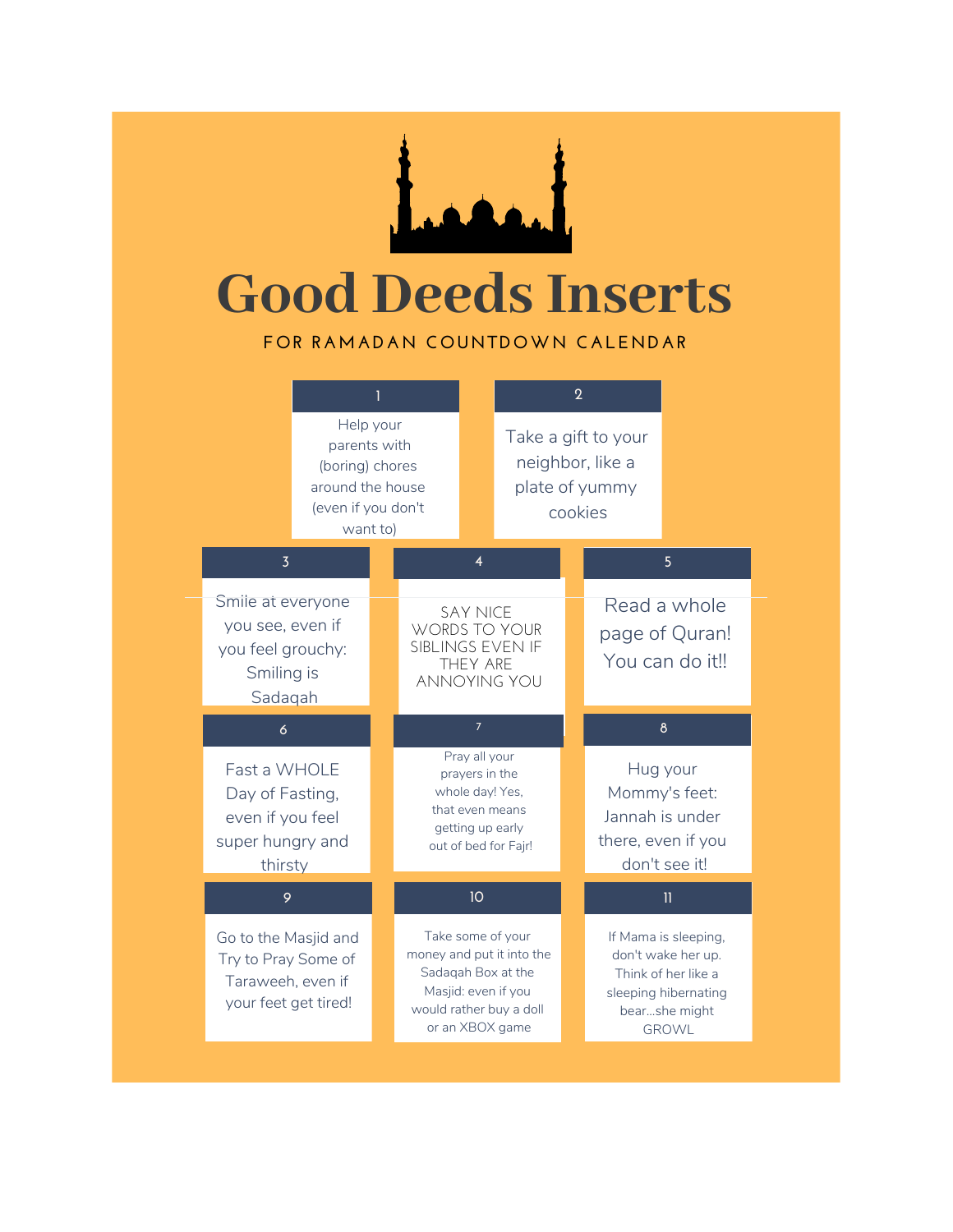# Good Deeds Inserts

FOR RAMADAN COUNTDOWN CALENDAR

**1**

Help your parents with (boring) chores around the house (even if you don't want to)

**2**

Take a gift to your neighbor, like a plate of yummy cookies

**3**

Smile at everyone you see, even if you feel grouchy: Smiling is Sadaqah

**4**

SAY NICE WORDS TO YOUR SIBLINGS EVEN IF THEY ARE ANNOYING YOU

**5**

Read a whole page of Quran! You can do it!!

**6**

Fast a WHOLE Day of Fasting, even if you feel super hungry and thirsty

**7**

Pray all your prayers in the whole day! Yes, that even means getting up early out of bed for Fajr!

**8**

Hug your Mommy's feet: Jannah is under there, even if you don't see it!

**9**

Go to the Masjid and Try to Pray Some of Taraweeh, even if your feet get tired!

**10**

Take some of your money and put it into the Sadaqah Box at the Masjid: even if you would rather buy a doll or an XBOX game

**11**

If Mama is sleeping, don't wake her up. Think of her like a sleeping hibernating bear...she might GROWL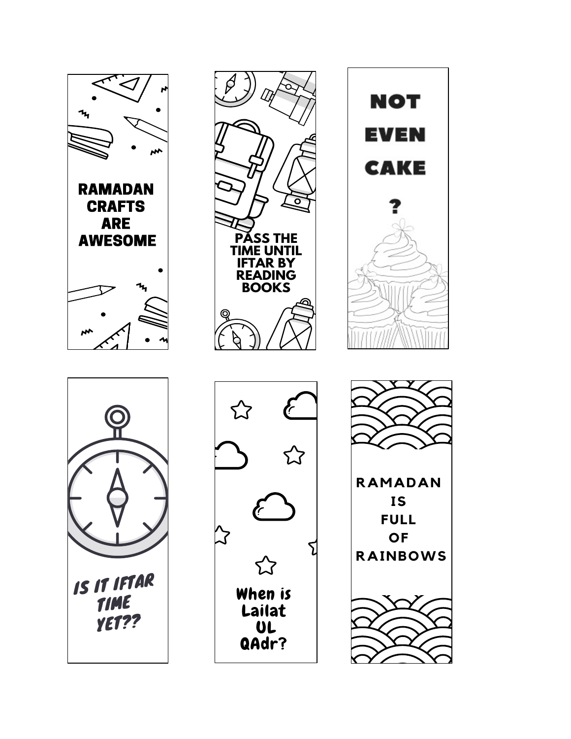RAMADAN CRAFTS ARE AWESOME

PASS THE TIME UNTIL IFTAR BY READING BOOKS

NOT EVEN CAKE ?

IS IT IFTAR TIME YET??

When is Lailat UL QAdr?

RAMADAN IS FULL OF RAINBOWS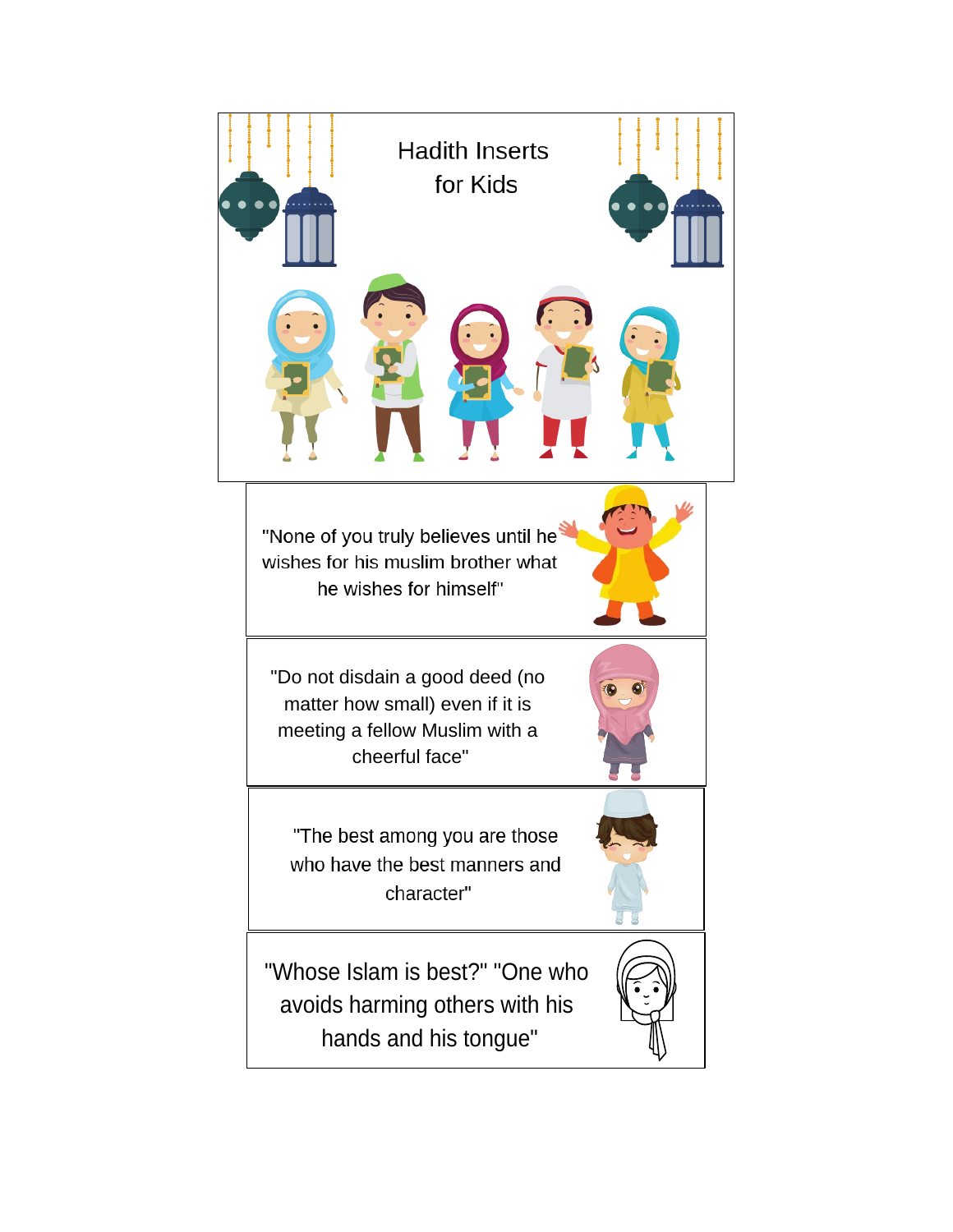# Hadith Inserts for Kids

"None of you truly believes until he wishes for his muslim brother what he wishes for himself"

"Do not disdain a good deed (no matter how small) even if it is meeting a fellow Muslim with a cheerful face"

"The best among you are those who have the best manners and character"

"Whose Islam is best?" "One who avoids harming others with his hands and his tongue"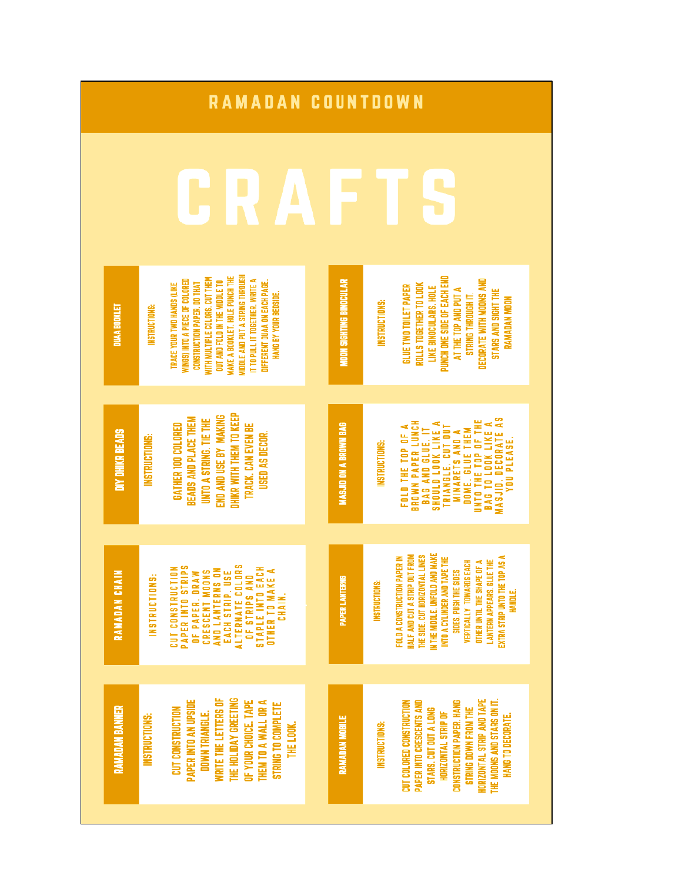# RAMADAN COUNTDOWN

# CRAFTS

## RAMADAN BANNER

INSTRUCTIONS:

CUT CONSTRUCTION PAPER INTO AN UPSIDE DOWN TRIANGLE. WRITE THE LETTERS OF THE HOLIDAY GREETING OF YOUR CHOICE. TAPE THEM TO A WALL OR A STRING TO COMPLETE THE LOOK.

## RAMADAN CHAIN

INSTRUCTIONS:

CUT CONSTRUCTION PAPER INTO STRIPS OF PAPER. DRAW CRESCENT MOONS AND LANTERNS ON EACH STRIP. USE ALTERNATE COLORS OF STRIPS AND STAPLE INTO EACH OTHER TO MAKE A CHAIN.

## DIY DHIKR BEADS

INSTRUCTIONS:

GATHER 100 COLORED BEADS AND PLACE THEM UNTO A STRING. TIE THE END AND USE BY MAKING DHIKR WITH THEM TO KEEP TRACK. CAN EVEN BE USED AS DECOR.

## DUAA BOOKLET

INSTRUCTIONS:

TRACE YOUR TWO HANDS (LIKE WINGS) INTO A PIECE OF COLORED CONSTRUCTION PAPER. DO THAT WITH MULTIPLE COLORS. CUT THEM OUT AND FOLD IN THE MIDDLE TO MAKE A BOOKLET. HOLE PUNCH THE MIDDLE AND PUT A STRING THROUGH IT TO PULL IT TOGETHER. WRITE A DIFFERENT DUAA ON EACH PAGE. HANG BY YOUR BEDSIDE.

## RAMADAN MOBILE

INSTRUCTIONS:

CUT COLORED CONSTRUCTION PAPER INTO CRESCENTS AND STARS. CUT OUT A LONG HORIZONTAL STRIP OF CONSTRUCTION PAPER. HANG STRING DOWN FROM THE HORIZONTAL STRIP AND TAPE THE MOONS AND STARS ON IT. HANG TO DECORATE.

## PAPER LANTERNS

INSTRUCTIONS:

FOLD A CONSTRUCTION PAPER IN HALF AND CUT A STRIP OUT FROM THE SIDE. CUT HORIZONTAL LINES IN THE MIDDLE. UNFOLD AND MAKE INTO A CYLINDER AND TAPE THE SIDES. PUSH THE SIDES VERTICALLY TOWARDS EACH OTHER UNTIL THE SHAPE OF A LANTERN APPEARS. GLUE THE EXTRA STRIP UNTO THE TOP AS A HANDLE.

## MASJID ON A BROWN BAG

INSTRUCTIONS:

FOLD THE TOP OF A BROWN PAPER LUNCH BAG AND GLUE. IT SHOULD LOOK LIKE A TRIANGLE. CUT OUT MINARETS AND A DOME. GLUE THEM UNTO THE TOP OF THE BAG TO LOOK LIKE A MASJID. DECORATE AS YOU PLEASE.

## MOON SIGHTING BINOCULAR

INSTRUCTIONS:

GLUE TWO TOILET PAPER ROLLS TOGETHER TO LOOK LIKE BINOCULARS. HOLE PUNCH ONE SIDE OF EACH END AT THE TOP AND PUT A STRING THROUGH IT. DECORATE WITH MOONS AND STARS AND SIGHT THE RAMADAN MOON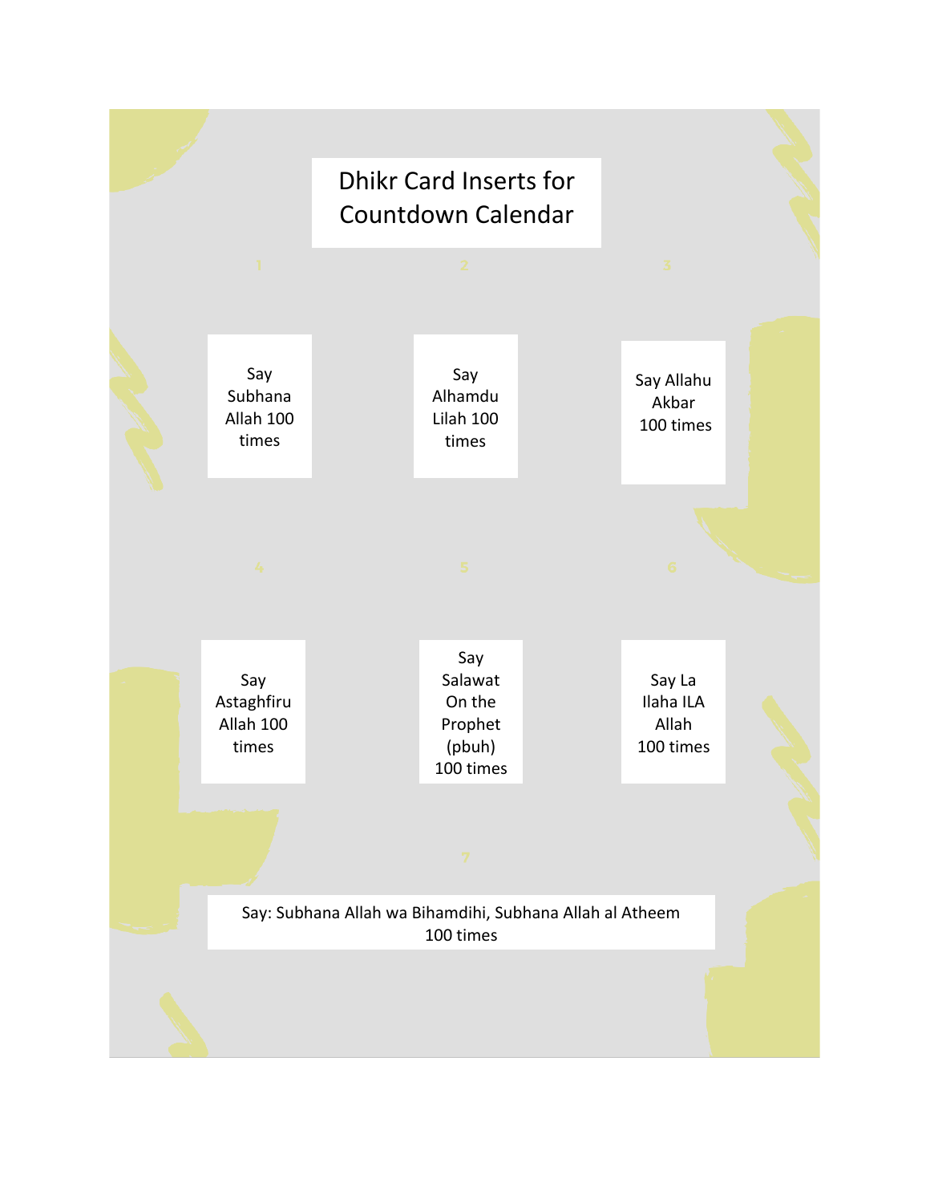# Dhikr Card Inserts for Countdown Calendar

1

Say Subhana Allah 100 times

2

Say Alhamdu Lilah 100 times

3

Say Allahu Akbar 100 times

4

Say Astaghfiru Allah 100 times

5

Say Salawat On the Prophet (pbuh) 100 times

6

Say La Ilaha ILA Allah 100 times

7

Say: Subhana Allah wa Bihamdihi, Subhana Allah al Atheem 100 times